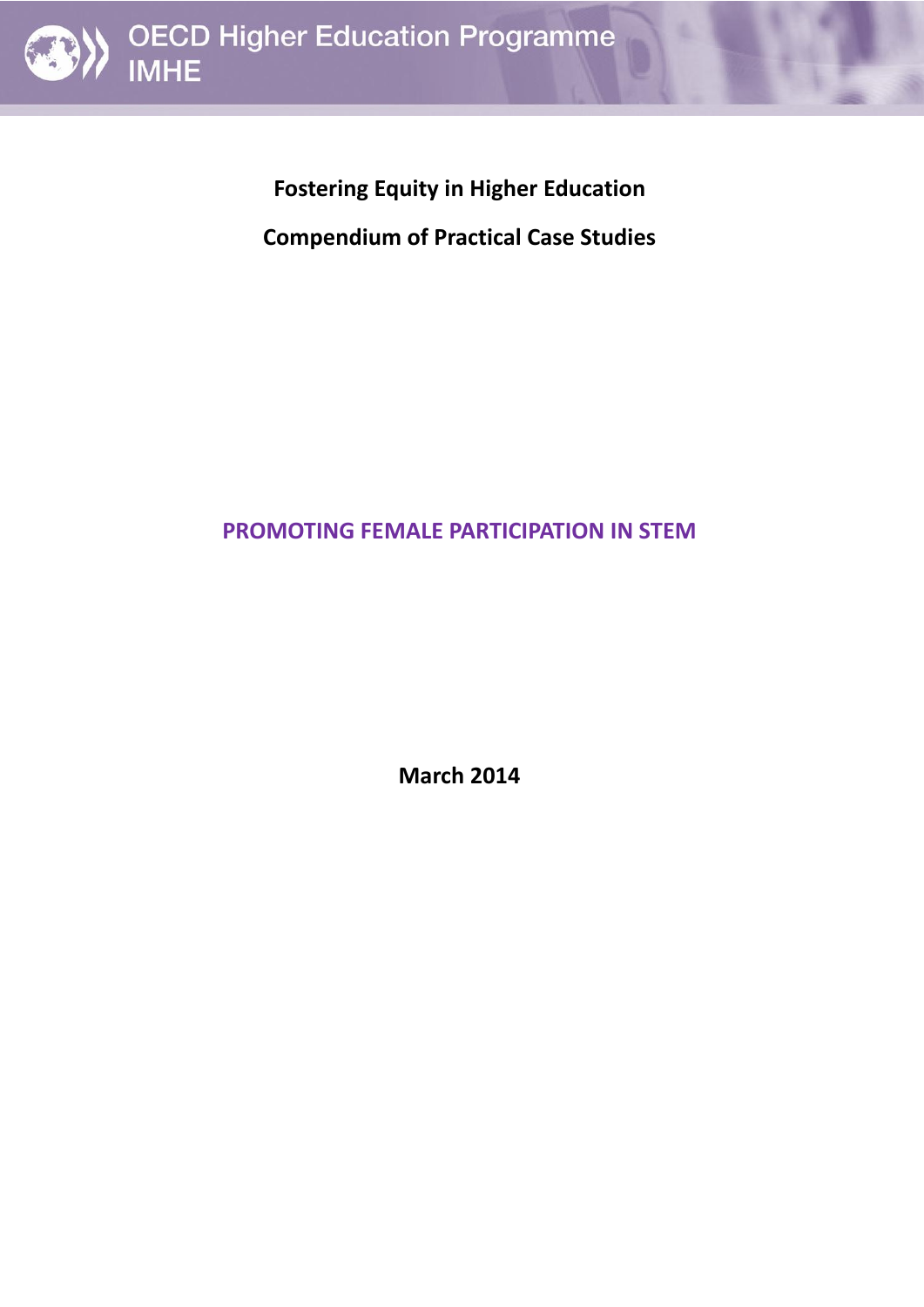OECD Higher Education Programme
IMHE

**Fostering Equity in Higher Education**

**Compendium of Practical Case Studies**

# PROMOTING FEMALE PARTICIPATION IN STEM

**March 2014**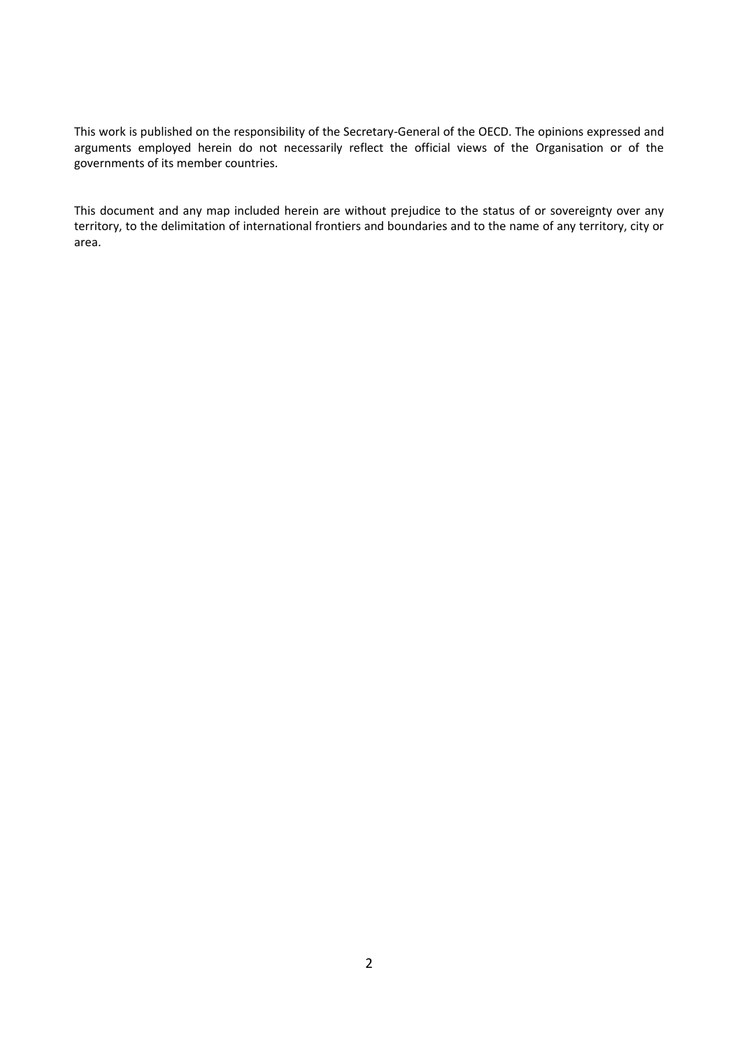This work is published on the responsibility of the Secretary-General of the OECD. The opinions expressed and arguments employed herein do not necessarily reflect the official views of the Organisation or of the governments of its member countries.

This document and any map included herein are without prejudice to the status of or sovereignty over any territory, to the delimitation of international frontiers and boundaries and to the name of any territory, city or area.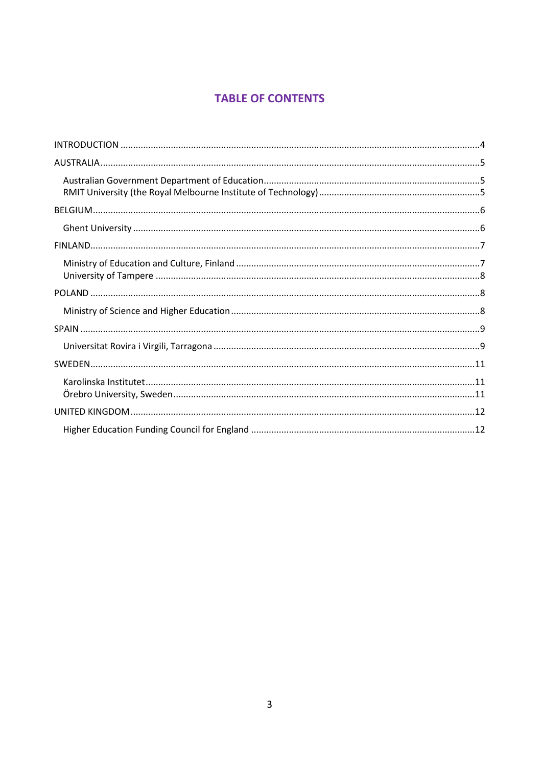# TABLE OF CONTENTS

INTRODUCTION ....4

AUSTRALIA....5

- Australian Government Department of Education....5
- RMIT University (the Royal Melbourne Institute of Technology)....5

BELGIUM....6

- Ghent University....6

FINLAND....7

- Ministry of Education and Culture, Finland....7
- University of Tampere....8

POLAND....8

- Ministry of Science and Higher Education....8

SPAIN....9

- Universitat Rovira i Virgili, Tarragona....9

SWEDEN....11

- Karolinska Institutet....11
- Örebro University, Sweden....11

UNITED KINGDOM....12

- Higher Education Funding Council for England....12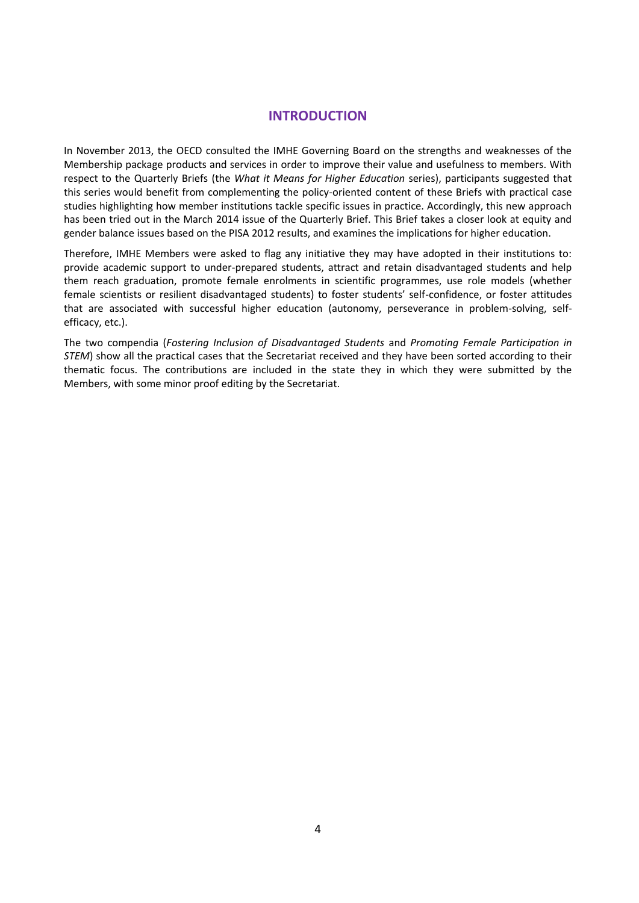# INTRODUCTION

In November 2013, the OECD consulted the IMHE Governing Board on the strengths and weaknesses of the Membership package products and services in order to improve their value and usefulness to members. With respect to the Quarterly Briefs (the *What it Means for Higher Education* series), participants suggested that this series would benefit from complementing the policy-oriented content of these Briefs with practical case studies highlighting how member institutions tackle specific issues in practice. Accordingly, this new approach has been tried out in the March 2014 issue of the Quarterly Brief. This Brief takes a closer look at equity and gender balance issues based on the PISA 2012 results, and examines the implications for higher education.

Therefore, IMHE Members were asked to flag any initiative they may have adopted in their institutions to: provide academic support to under-prepared students, attract and retain disadvantaged students and help them reach graduation, promote female enrolments in scientific programmes, use role models (whether female scientists or resilient disadvantaged students) to foster students' self-confidence, or foster attitudes that are associated with successful higher education (autonomy, perseverance in problem-solving, self-efficacy, etc.).

The two compendia (*Fostering Inclusion of Disadvantaged Students* and *Promoting Female Participation in STEM*) show all the practical cases that the Secretariat received and they have been sorted according to their thematic focus. The contributions are included in the state they in which they were submitted by the Members, with some minor proof editing by the Secretariat.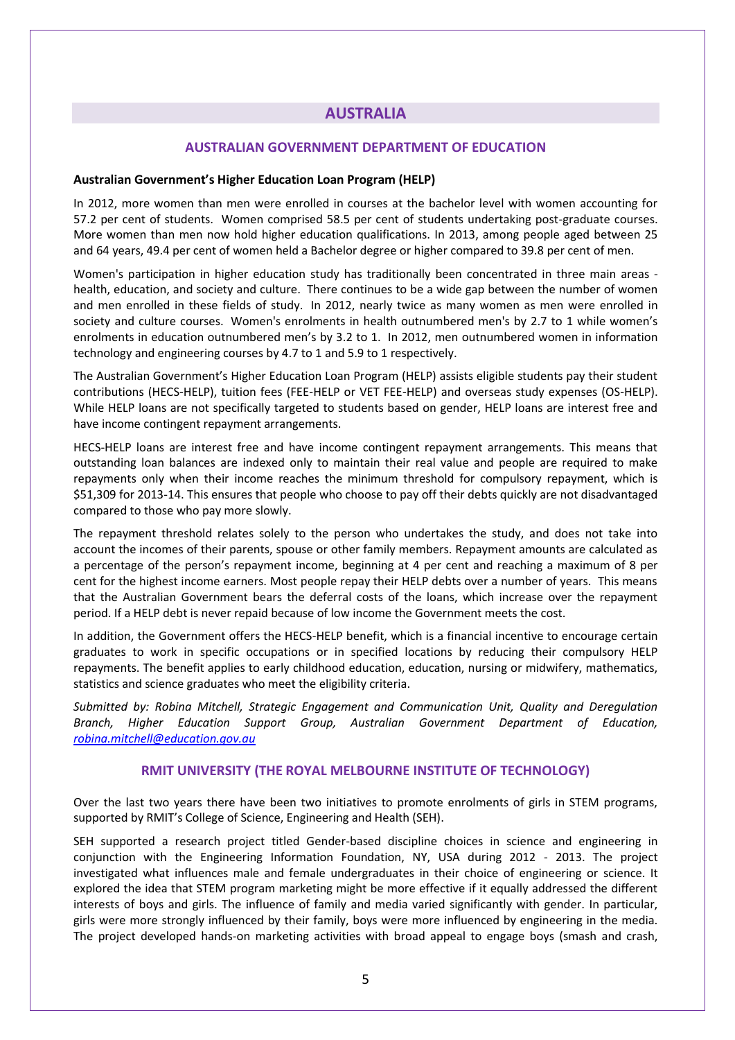## AUSTRALIA

### AUSTRALIAN GOVERNMENT DEPARTMENT OF EDUCATION

**Australian Government's Higher Education Loan Program (HELP)**

In 2012, more women than men were enrolled in courses at the bachelor level with women accounting for 57.2 per cent of students. Women comprised 58.5 per cent of students undertaking post-graduate courses. More women than men now hold higher education qualifications. In 2013, among people aged between 25 and 64 years, 49.4 per cent of women held a Bachelor degree or higher compared to 39.8 per cent of men.

Women's participation in higher education study has traditionally been concentrated in three main areas - health, education, and society and culture. There continues to be a wide gap between the number of women and men enrolled in these fields of study. In 2012, nearly twice as many women as men were enrolled in society and culture courses. Women's enrolments in health outnumbered men's by 2.7 to 1 while women's enrolments in education outnumbered men's by 3.2 to 1. In 2012, men outnumbered women in information technology and engineering courses by 4.7 to 1 and 5.9 to 1 respectively.

The Australian Government's Higher Education Loan Program (HELP) assists eligible students pay their student contributions (HECS-HELP), tuition fees (FEE-HELP or VET FEE-HELP) and overseas study expenses (OS-HELP). While HELP loans are not specifically targeted to students based on gender, HELP loans are interest free and have income contingent repayment arrangements.

HECS-HELP loans are interest free and have income contingent repayment arrangements. This means that outstanding loan balances are indexed only to maintain their real value and people are required to make repayments only when their income reaches the minimum threshold for compulsory repayment, which is $51,309 for 2013-14. This ensures that people who choose to pay off their debts quickly are not disadvantaged compared to those who pay more slowly.

The repayment threshold relates solely to the person who undertakes the study, and does not take into account the incomes of their parents, spouse or other family members. Repayment amounts are calculated as a percentage of the person's repayment income, beginning at 4 per cent and reaching a maximum of 8 per cent for the highest income earners. Most people repay their HELP debts over a number of years. This means that the Australian Government bears the deferral costs of the loans, which increase over the repayment period. If a HELP debt is never repaid because of low income the Government meets the cost.

In addition, the Government offers the HECS-HELP benefit, which is a financial incentive to encourage certain graduates to work in specific occupations or in specified locations by reducing their compulsory HELP repayments. The benefit applies to early childhood education, education, nursing or midwifery, mathematics, statistics and science graduates who meet the eligibility criteria.

*Submitted by: Robina Mitchell, Strategic Engagement and Communication Unit, Quality and Deregulation Branch, Higher Education Support Group, Australian Government Department of Education, [robina.mitchell@education.gov.au](mailto:robina.mitchell@education.gov.au)*

### RMIT UNIVERSITY (THE ROYAL MELBOURNE INSTITUTE OF TECHNOLOGY)

Over the last two years there have been two initiatives to promote enrolments of girls in STEM programs, supported by RMIT's College of Science, Engineering and Health (SEH).

SEH supported a research project titled Gender-based discipline choices in science and engineering in conjunction with the Engineering Information Foundation, NY, USA during 2012 - 2013. The project investigated what influences male and female undergraduates in their choice of engineering or science. It explored the idea that STEM program marketing might be more effective if it equally addressed the different interests of boys and girls. The influence of family and media varied significantly with gender. In particular, girls were more strongly influenced by their family, boys were more influenced by engineering in the media. The project developed hands-on marketing activities with broad appeal to engage boys (smash and crash,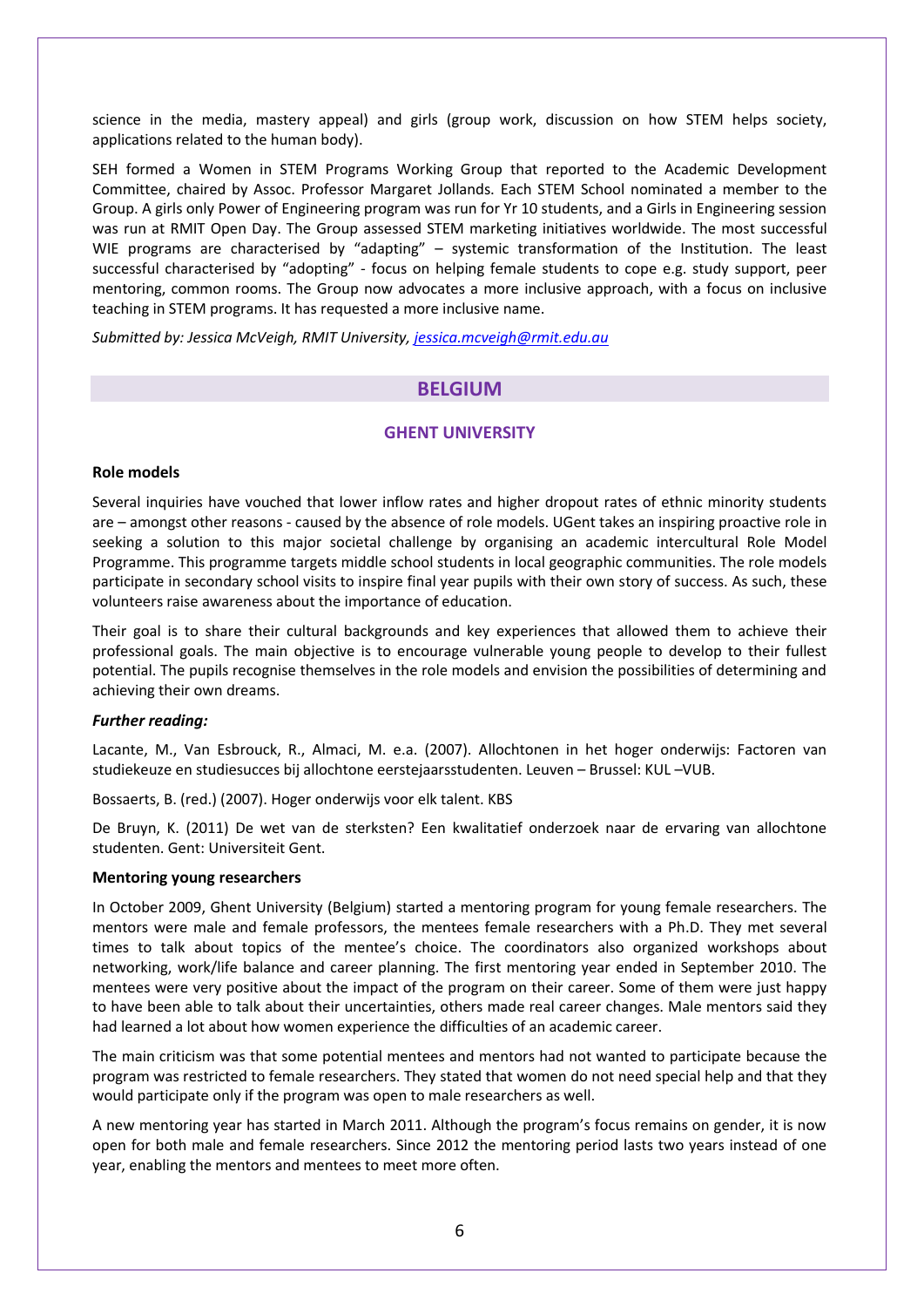science in the media, mastery appeal) and girls (group work, discussion on how STEM helps society, applications related to the human body).

SEH formed a Women in STEM Programs Working Group that reported to the Academic Development Committee, chaired by Assoc. Professor Margaret Jollands. Each STEM School nominated a member to the Group. A girls only Power of Engineering program was run for Yr 10 students, and a Girls in Engineering session was run at RMIT Open Day. The Group assessed STEM marketing initiatives worldwide. The most successful WIE programs are characterised by "adapting" – systemic transformation of the Institution. The least successful characterised by "adopting" - focus on helping female students to cope e.g. study support, peer mentoring, common rooms. The Group now advocates a more inclusive approach, with a focus on inclusive teaching in STEM programs. It has requested a more inclusive name.

*Submitted by: Jessica McVeigh, RMIT University, jessica.mcveigh@rmit.edu.au*

## BELGIUM

### GHENT UNIVERSITY

**Role models**

Several inquiries have vouched that lower inflow rates and higher dropout rates of ethnic minority students are – amongst other reasons - caused by the absence of role models. UGent takes an inspiring proactive role in seeking a solution to this major societal challenge by organising an academic intercultural Role Model Programme. This programme targets middle school students in local geographic communities. The role models participate in secondary school visits to inspire final year pupils with their own story of success. As such, these volunteers raise awareness about the importance of education.

Their goal is to share their cultural backgrounds and key experiences that allowed them to achieve their professional goals. The main objective is to encourage vulnerable young people to develop to their fullest potential. The pupils recognise themselves in the role models and envision the possibilities of determining and achieving their own dreams.

***Further reading:***

Lacante, M., Van Esbrouck, R., Almaci, M. e.a. (2007). Allochtonen in het hoger onderwijs: Factoren van studiekeuze en studiesucces bij allochtone eerstejaarsstudenten. Leuven – Brussel: KUL –VUB.

Bossaerts, B. (red.) (2007). Hoger onderwijs voor elk talent. KBS

De Bruyn, K. (2011) De wet van de sterksten? Een kwalitatief onderzoek naar de ervaring van allochtone studenten. Gent: Universiteit Gent.

**Mentoring young researchers**

In October 2009, Ghent University (Belgium) started a mentoring program for young female researchers. The mentors were male and female professors, the mentees female researchers with a Ph.D. They met several times to talk about topics of the mentee's choice. The coordinators also organized workshops about networking, work/life balance and career planning. The first mentoring year ended in September 2010. The mentees were very positive about the impact of the program on their career. Some of them were just happy to have been able to talk about their uncertainties, others made real career changes. Male mentors said they had learned a lot about how women experience the difficulties of an academic career.

The main criticism was that some potential mentees and mentors had not wanted to participate because the program was restricted to female researchers. They stated that women do not need special help and that they would participate only if the program was open to male researchers as well.

A new mentoring year has started in March 2011. Although the program's focus remains on gender, it is now open for both male and female researchers. Since 2012 the mentoring period lasts two years instead of one year, enabling the mentors and mentees to meet more often.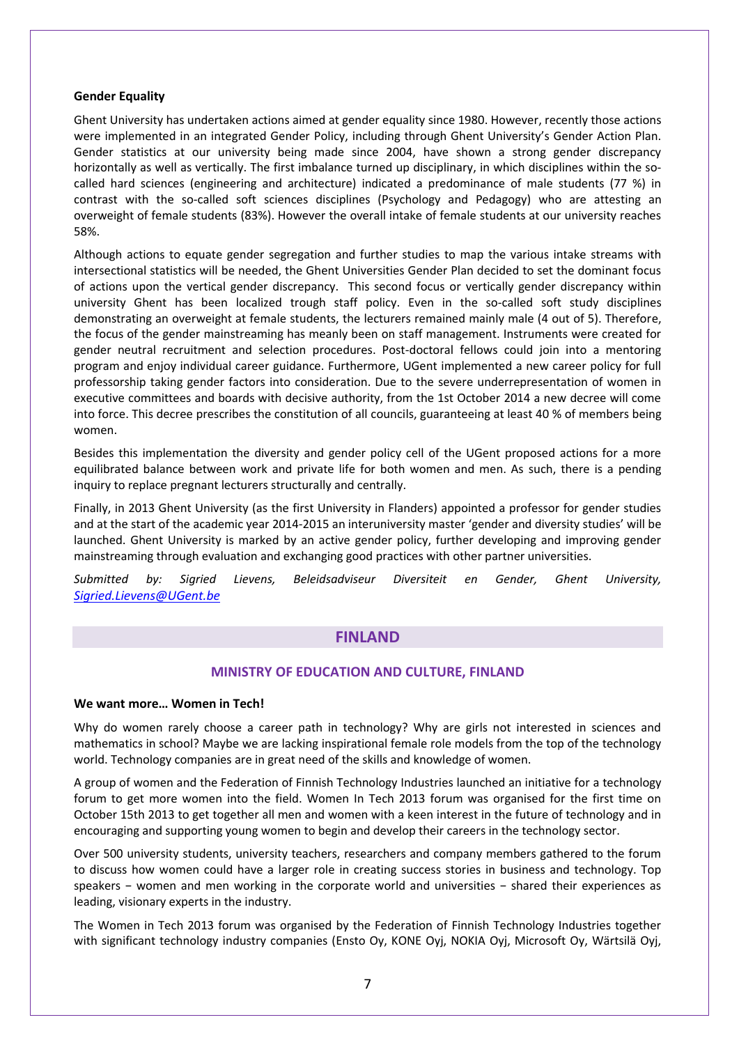**Gender Equality**

Ghent University has undertaken actions aimed at gender equality since 1980. However, recently those actions were implemented in an integrated Gender Policy, including through Ghent University's Gender Action Plan. Gender statistics at our university being made since 2004, have shown a strong gender discrepancy horizontally as well as vertically. The first imbalance turned up disciplinary, in which disciplines within the so-called hard sciences (engineering and architecture) indicated a predominance of male students (77 %) in contrast with the so-called soft sciences disciplines (Psychology and Pedagogy) who are attesting an overweight of female students (83%). However the overall intake of female students at our university reaches 58%.

Although actions to equate gender segregation and further studies to map the various intake streams with intersectional statistics will be needed, the Ghent Universities Gender Plan decided to set the dominant focus of actions upon the vertical gender discrepancy. This second focus or vertically gender discrepancy within university Ghent has been localized trough staff policy. Even in the so-called soft study disciplines demonstrating an overweight at female students, the lecturers remained mainly male (4 out of 5). Therefore, the focus of the gender mainstreaming has meanly been on staff management. Instruments were created for gender neutral recruitment and selection procedures. Post-doctoral fellows could join into a mentoring program and enjoy individual career guidance. Furthermore, UGent implemented a new career policy for full professorship taking gender factors into consideration. Due to the severe underrepresentation of women in executive committees and boards with decisive authority, from the 1st October 2014 a new decree will come into force. This decree prescribes the constitution of all councils, guaranteeing at least 40 % of members being women.

Besides this implementation the diversity and gender policy cell of the UGent proposed actions for a more equilibrated balance between work and private life for both women and men. As such, there is a pending inquiry to replace pregnant lecturers structurally and centrally.

Finally, in 2013 Ghent University (as the first University in Flanders) appointed a professor for gender studies and at the start of the academic year 2014-2015 an interuniversity master 'gender and diversity studies' will be launched. Ghent University is marked by an active gender policy, further developing and improving gender mainstreaming through evaluation and exchanging good practices with other partner universities.

*Submitted by: Sigried Lievens, Beleidsadviseur Diversiteit en Gender, Ghent University, Sigried.Lievens@UGent.be*

## FINLAND

### MINISTRY OF EDUCATION AND CULTURE, FINLAND

**We want more… Women in Tech!**

Why do women rarely choose a career path in technology? Why are girls not interested in sciences and mathematics in school? Maybe we are lacking inspirational female role models from the top of the technology world. Technology companies are in great need of the skills and knowledge of women.

A group of women and the Federation of Finnish Technology Industries launched an initiative for a technology forum to get more women into the field. Women In Tech 2013 forum was organised for the first time on October 15th 2013 to get together all men and women with a keen interest in the future of technology and in encouraging and supporting young women to begin and develop their careers in the technology sector.

Over 500 university students, university teachers, researchers and company members gathered to the forum to discuss how women could have a larger role in creating success stories in business and technology. Top speakers − women and men working in the corporate world and universities − shared their experiences as leading, visionary experts in the industry.

The Women in Tech 2013 forum was organised by the Federation of Finnish Technology Industries together with significant technology industry companies (Ensto Oy, KONE Oyj, NOKIA Oyj, Microsoft Oy, Wärtsilä Oyj,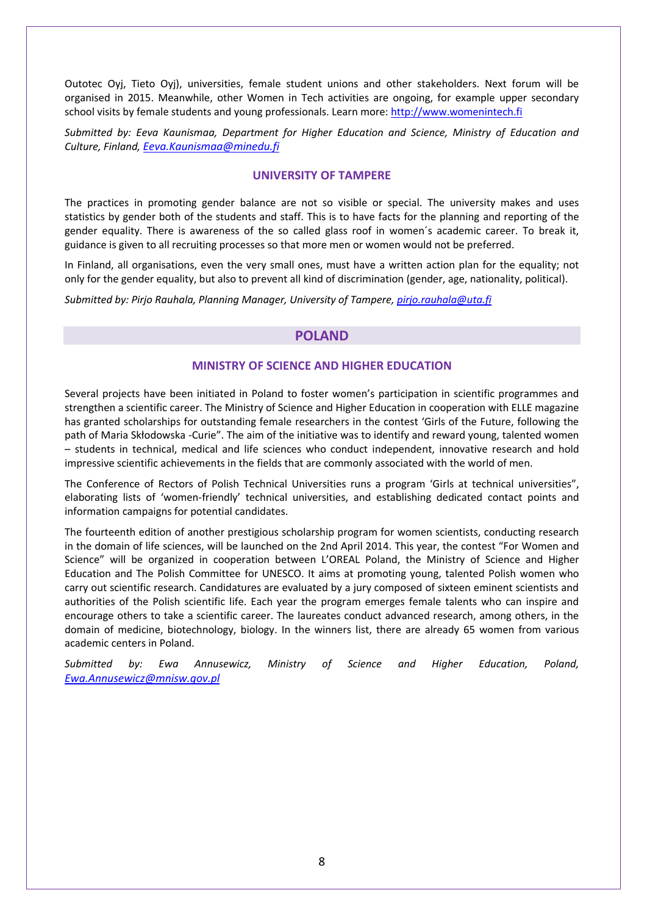Outotec Oyj, Tieto Oyj), universities, female student unions and other stakeholders. Next forum will be organised in 2015. Meanwhile, other Women in Tech activities are ongoing, for example upper secondary school visits by female students and young professionals. Learn more: http://www.womenintech.fi

*Submitted by: Eeva Kaunismaa, Department for Higher Education and Science, Ministry of Education and Culture, Finland, Eeva.Kaunismaa@minedu.fi*

### UNIVERSITY OF TAMPERE

The practices in promoting gender balance are not so visible or special. The university makes and uses statistics by gender both of the students and staff. This is to have facts for the planning and reporting of the gender equality. There is awareness of the so called glass roof in women´s academic career. To break it, guidance is given to all recruiting processes so that more men or women would not be preferred.

In Finland, all organisations, even the very small ones, must have a written action plan for the equality; not only for the gender equality, but also to prevent all kind of discrimination (gender, age, nationality, political).

*Submitted by: Pirjo Rauhala, Planning Manager, University of Tampere, pirjo.rauhala@uta.fi*

## POLAND

### MINISTRY OF SCIENCE AND HIGHER EDUCATION

Several projects have been initiated in Poland to foster women's participation in scientific programmes and strengthen a scientific career. The Ministry of Science and Higher Education in cooperation with ELLE magazine has granted scholarships for outstanding female researchers in the contest 'Girls of the Future, following the path of Maria Skłodowska -Curie". The aim of the initiative was to identify and reward young, talented women – students in technical, medical and life sciences who conduct independent, innovative research and hold impressive scientific achievements in the fields that are commonly associated with the world of men.

The Conference of Rectors of Polish Technical Universities runs a program 'Girls at technical universities", elaborating lists of 'women-friendly' technical universities, and establishing dedicated contact points and information campaigns for potential candidates.

The fourteenth edition of another prestigious scholarship program for women scientists, conducting research in the domain of life sciences, will be launched on the 2nd April 2014. This year, the contest "For Women and Science" will be organized in cooperation between L'OREAL Poland, the Ministry of Science and Higher Education and The Polish Committee for UNESCO. It aims at promoting young, talented Polish women who carry out scientific research. Candidatures are evaluated by a jury composed of sixteen eminent scientists and authorities of the Polish scientific life. Each year the program emerges female talents who can inspire and encourage others to take a scientific career. The laureates conduct advanced research, among others, in the domain of medicine, biotechnology, biology. In the winners list, there are already 65 women from various academic centers in Poland.

*Submitted by: Ewa Annusewicz, Ministry of Science and Higher Education, Poland, Ewa.Annusewicz@mnisw.gov.pl*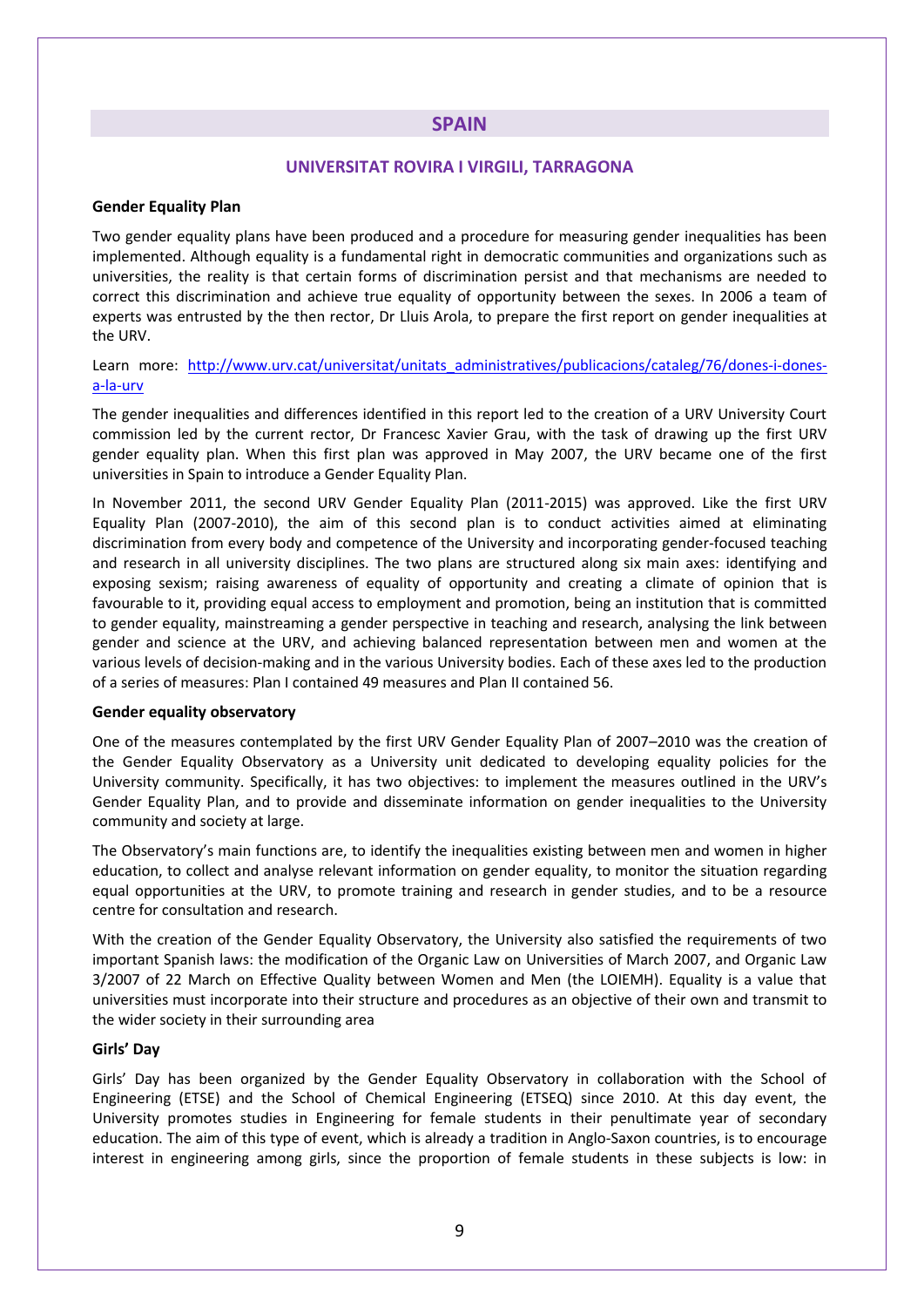## SPAIN

### UNIVERSITAT ROVIRA I VIRGILI, TARRAGONA

**Gender Equality Plan**

Two gender equality plans have been produced and a procedure for measuring gender inequalities has been implemented. Although equality is a fundamental right in democratic communities and organizations such as universities, the reality is that certain forms of discrimination persist and that mechanisms are needed to correct this discrimination and achieve true equality of opportunity between the sexes. In 2006 a team of experts was entrusted by the then rector, Dr Lluis Arola, to prepare the first report on gender inequalities at the URV.

Learn more: [http://www.urv.cat/universitat/unitats_administratives/publicacions/cataleg/76/dones-i-dones-a-la-urv](http://www.urv.cat/universitat/unitats_administratives/publicacions/cataleg/76/dones-i-dones-a-la-urv)

The gender inequalities and differences identified in this report led to the creation of a URV University Court commission led by the current rector, Dr Francesc Xavier Grau, with the task of drawing up the first URV gender equality plan. When this first plan was approved in May 2007, the URV became one of the first universities in Spain to introduce a Gender Equality Plan.

In November 2011, the second URV Gender Equality Plan (2011-2015) was approved. Like the first URV Equality Plan (2007-2010), the aim of this second plan is to conduct activities aimed at eliminating discrimination from every body and competence of the University and incorporating gender-focused teaching and research in all university disciplines. The two plans are structured along six main axes: identifying and exposing sexism; raising awareness of equality of opportunity and creating a climate of opinion that is favourable to it, providing equal access to employment and promotion, being an institution that is committed to gender equality, mainstreaming a gender perspective in teaching and research, analysing the link between gender and science at the URV, and achieving balanced representation between men and women at the various levels of decision-making and in the various University bodies. Each of these axes led to the production of a series of measures: Plan I contained 49 measures and Plan II contained 56.

**Gender equality observatory**

One of the measures contemplated by the first URV Gender Equality Plan of 2007–2010 was the creation of the Gender Equality Observatory as a University unit dedicated to developing equality policies for the University community. Specifically, it has two objectives: to implement the measures outlined in the URV's Gender Equality Plan, and to provide and disseminate information on gender inequalities to the University community and society at large.

The Observatory's main functions are, to identify the inequalities existing between men and women in higher education, to collect and analyse relevant information on gender equality, to monitor the situation regarding equal opportunities at the URV, to promote training and research in gender studies, and to be a resource centre for consultation and research.

With the creation of the Gender Equality Observatory, the University also satisfied the requirements of two important Spanish laws: the modification of the Organic Law on Universities of March 2007, and Organic Law 3/2007 of 22 March on Effective Quality between Women and Men (the LOIEMH). Equality is a value that universities must incorporate into their structure and procedures as an objective of their own and transmit to the wider society in their surrounding area

**Girls' Day**

Girls' Day has been organized by the Gender Equality Observatory in collaboration with the School of Engineering (ETSE) and the School of Chemical Engineering (ETSEQ) since 2010. At this day event, the University promotes studies in Engineering for female students in their penultimate year of secondary education. The aim of this type of event, which is already a tradition in Anglo-Saxon countries, is to encourage interest in engineering among girls, since the proportion of female students in these subjects is low: in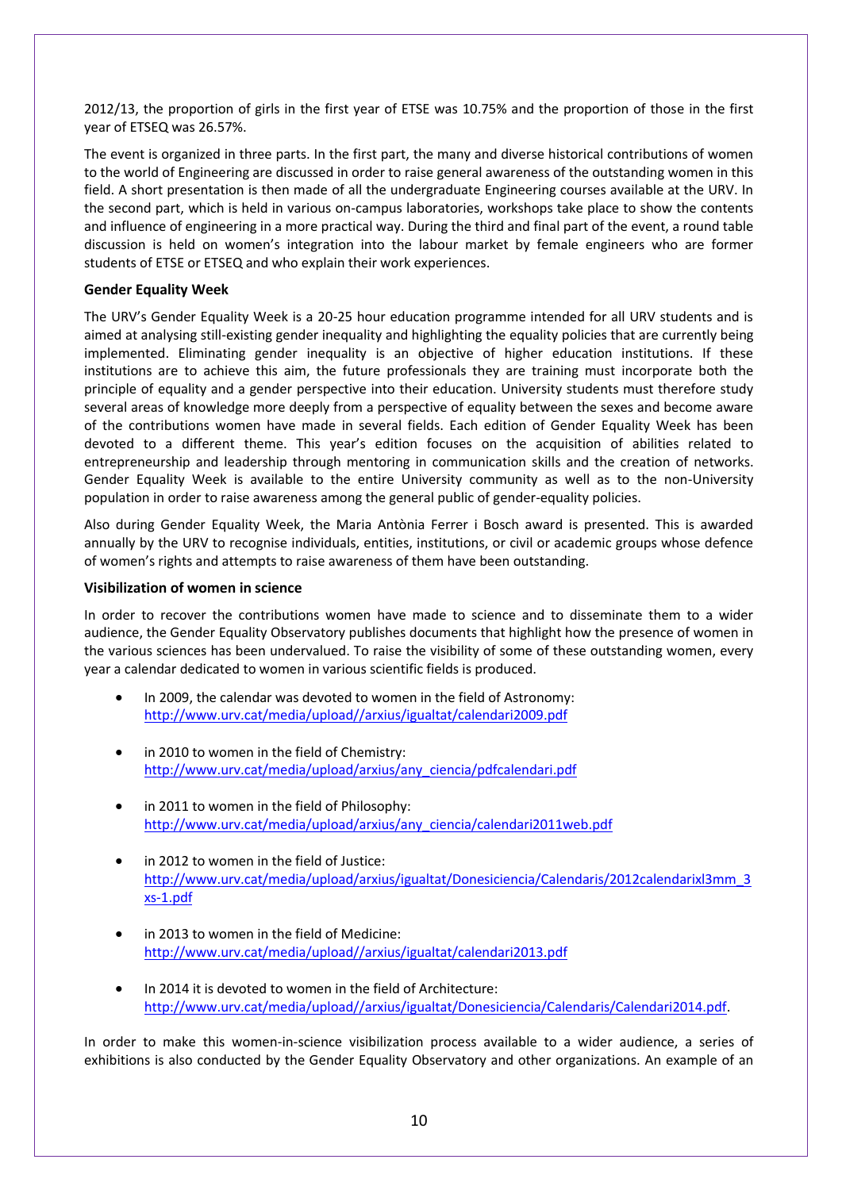2012/13, the proportion of girls in the first year of ETSE was 10.75% and the proportion of those in the first year of ETSEQ was 26.57%.

The event is organized in three parts. In the first part, the many and diverse historical contributions of women to the world of Engineering are discussed in order to raise general awareness of the outstanding women in this field. A short presentation is then made of all the undergraduate Engineering courses available at the URV. In the second part, which is held in various on-campus laboratories, workshops take place to show the contents and influence of engineering in a more practical way. During the third and final part of the event, a round table discussion is held on women's integration into the labour market by female engineers who are former students of ETSE or ETSEQ and who explain their work experiences.

**Gender Equality Week**

The URV's Gender Equality Week is a 20-25 hour education programme intended for all URV students and is aimed at analysing still-existing gender inequality and highlighting the equality policies that are currently being implemented. Eliminating gender inequality is an objective of higher education institutions. If these institutions are to achieve this aim, the future professionals they are training must incorporate both the principle of equality and a gender perspective into their education. University students must therefore study several areas of knowledge more deeply from a perspective of equality between the sexes and become aware of the contributions women have made in several fields. Each edition of Gender Equality Week has been devoted to a different theme. This year's edition focuses on the acquisition of abilities related to entrepreneurship and leadership through mentoring in communication skills and the creation of networks. Gender Equality Week is available to the entire University community as well as to the non-University population in order to raise awareness among the general public of gender-equality policies.

Also during Gender Equality Week, the Maria Antònia Ferrer i Bosch award is presented. This is awarded annually by the URV to recognise individuals, entities, institutions, or civil or academic groups whose defence of women's rights and attempts to raise awareness of them have been outstanding.

**Visibilization of women in science**

In order to recover the contributions women have made to science and to disseminate them to a wider audience, the Gender Equality Observatory publishes documents that highlight how the presence of women in the various sciences has been undervalued. To raise the visibility of some of these outstanding women, every year a calendar dedicated to women in various scientific fields is produced.

- In 2009, the calendar was devoted to women in the field of Astronomy: http://www.urv.cat/media/upload//arxius/igualtat/calendari2009.pdf
- in 2010 to women in the field of Chemistry: http://www.urv.cat/media/upload/arxius/any_ciencia/pdfcalendari.pdf
- in 2011 to women in the field of Philosophy: http://www.urv.cat/media/upload/arxius/any_ciencia/calendari2011web.pdf
- in 2012 to women in the field of Justice: http://www.urv.cat/media/upload/arxius/igualtat/Donesiciencia/Calendaris/2012calendarixl3mm_3xs-1.pdf
- in 2013 to women in the field of Medicine: http://www.urv.cat/media/upload//arxius/igualtat/calendari2013.pdf
- In 2014 it is devoted to women in the field of Architecture: http://www.urv.cat/media/upload//arxius/igualtat/Donesiciencia/Calendaris/Calendari2014.pdf.

In order to make this women-in-science visibilization process available to a wider audience, a series of exhibitions is also conducted by the Gender Equality Observatory and other organizations. An example of an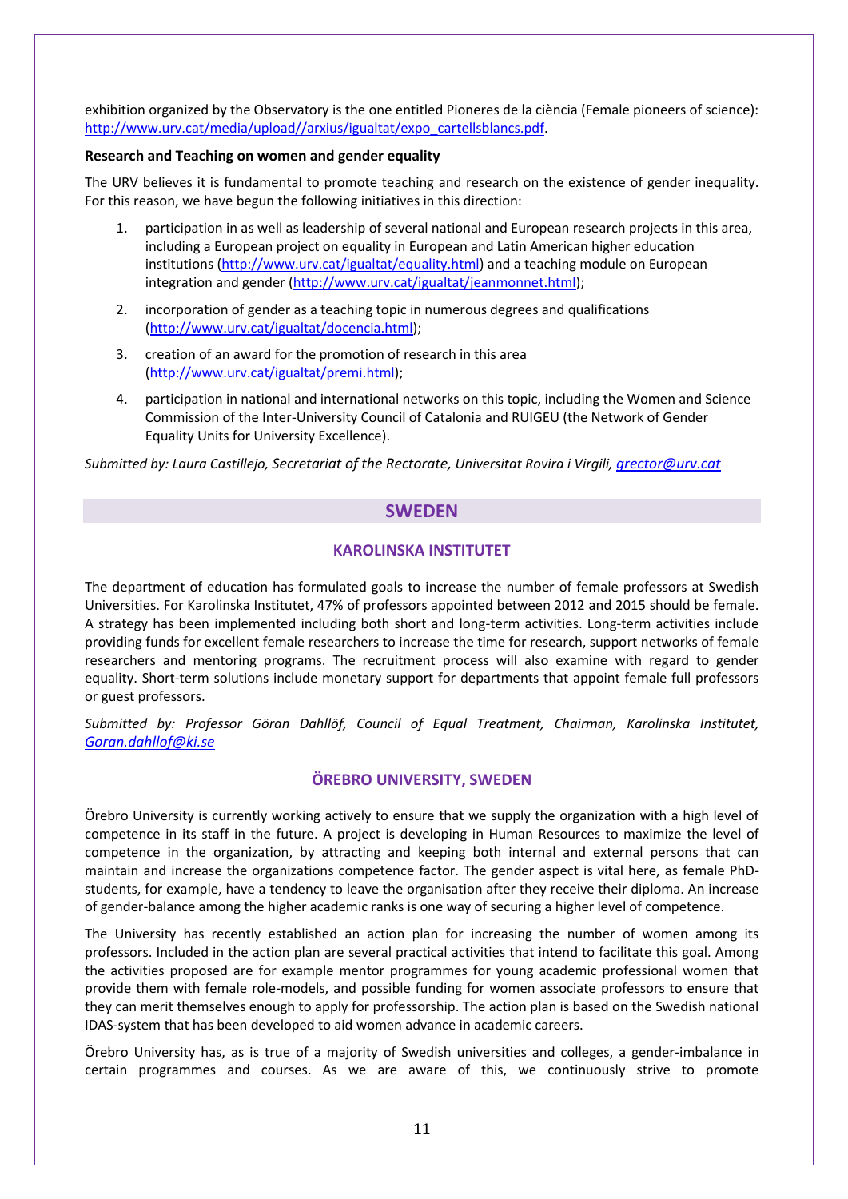exhibition organized by the Observatory is the one entitled Pioneres de la ciència (Female pioneers of science): http://www.urv.cat/media/upload//arxius/igualtat/expo_cartellsblancs.pdf.

**Research and Teaching on women and gender equality**

The URV believes it is fundamental to promote teaching and research on the existence of gender inequality. For this reason, we have begun the following initiatives in this direction:

1. participation in as well as leadership of several national and European research projects in this area, including a European project on equality in European and Latin American higher education institutions (http://www.urv.cat/igualtat/equality.html) and a teaching module on European integration and gender (http://www.urv.cat/igualtat/jeanmonnet.html);
2. incorporation of gender as a teaching topic in numerous degrees and qualifications (http://www.urv.cat/igualtat/docencia.html);
3. creation of an award for the promotion of research in this area (http://www.urv.cat/igualtat/premi.html);
4. participation in national and international networks on this topic, including the Women and Science Commission of the Inter-University Council of Catalonia and RUIGEU (the Network of Gender Equality Units for University Excellence).

*Submitted by: Laura Castillejo, Secretariat of the Rectorate, Universitat Rovira i Virgili, grector@urv.cat*

## SWEDEN

### KAROLINSKA INSTITUTET

The department of education has formulated goals to increase the number of female professors at Swedish Universities. For Karolinska Institutet, 47% of professors appointed between 2012 and 2015 should be female. A strategy has been implemented including both short and long-term activities. Long-term activities include providing funds for excellent female researchers to increase the time for research, support networks of female researchers and mentoring programs. The recruitment process will also examine with regard to gender equality. Short-term solutions include monetary support for departments that appoint female full professors or guest professors.

*Submitted by: Professor Göran Dahllöf, Council of Equal Treatment, Chairman, Karolinska Institutet, Goran.dahllof@ki.se*

### ÖREBRO UNIVERSITY, SWEDEN

Örebro University is currently working actively to ensure that we supply the organization with a high level of competence in its staff in the future. A project is developing in Human Resources to maximize the level of competence in the organization, by attracting and keeping both internal and external persons that can maintain and increase the organizations competence factor. The gender aspect is vital here, as female PhD-students, for example, have a tendency to leave the organisation after they receive their diploma. An increase of gender-balance among the higher academic ranks is one way of securing a higher level of competence.

The University has recently established an action plan for increasing the number of women among its professors. Included in the action plan are several practical activities that intend to facilitate this goal. Among the activities proposed are for example mentor programmes for young academic professional women that provide them with female role-models, and possible funding for women associate professors to ensure that they can merit themselves enough to apply for professorship. The action plan is based on the Swedish national IDAS-system that has been developed to aid women advance in academic careers.

Örebro University has, as is true of a majority of Swedish universities and colleges, a gender-imbalance in certain programmes and courses. As we are aware of this, we continuously strive to promote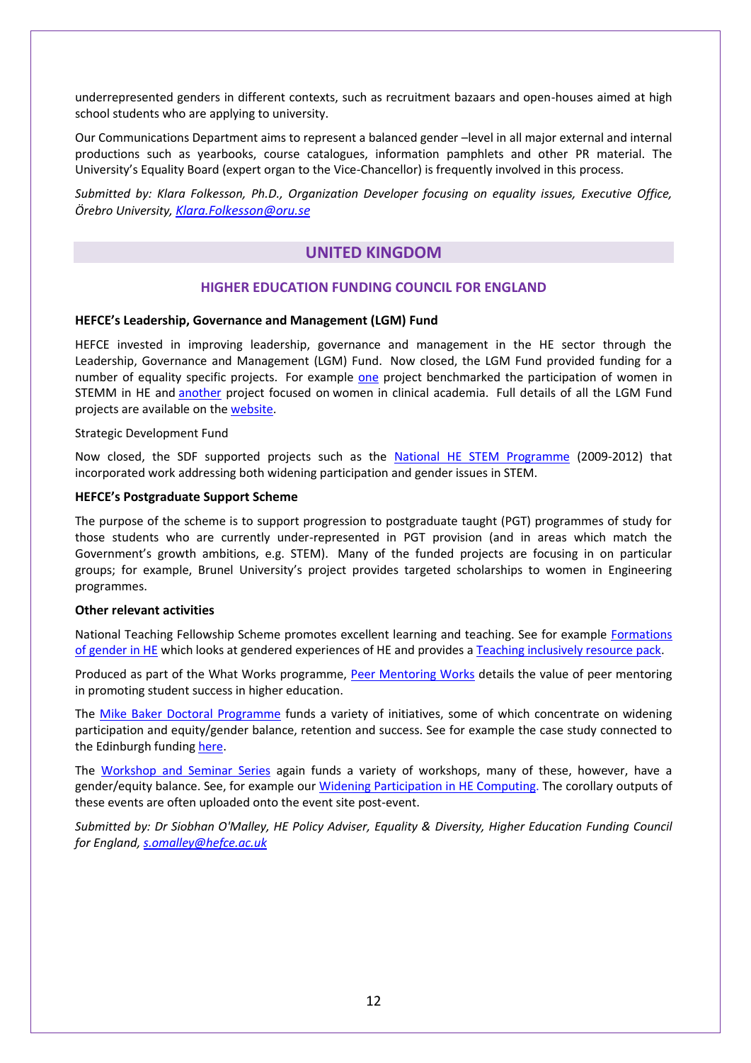underrepresented genders in different contexts, such as recruitment bazaars and open-houses aimed at high school students who are applying to university.

Our Communications Department aims to represent a balanced gender –level in all major external and internal productions such as yearbooks, course catalogues, information pamphlets and other PR material. The University's Equality Board (expert organ to the Vice-Chancellor) is frequently involved in this process.

*Submitted by: Klara Folkesson, Ph.D., Organization Developer focusing on equality issues, Executive Office, Örebro University, Klara.Folkesson@oru.se*

## UNITED KINGDOM

### HIGHER EDUCATION FUNDING COUNCIL FOR ENGLAND

**HEFCE's Leadership, Governance and Management (LGM) Fund**

HEFCE invested in improving leadership, governance and management in the HE sector through the Leadership, Governance and Management (LGM) Fund. Now closed, the LGM Fund provided funding for a number of equality specific projects. For example one project benchmarked the participation of women in STEMM in HE and another project focused on women in clinical academia. Full details of all the LGM Fund projects are available on the website.

Strategic Development Fund

Now closed, the SDF supported projects such as the National HE STEM Programme (2009-2012) that incorporated work addressing both widening participation and gender issues in STEM.

**HEFCE's Postgraduate Support Scheme**

The purpose of the scheme is to support progression to postgraduate taught (PGT) programmes of study for those students who are currently under-represented in PGT provision (and in areas which match the Government's growth ambitions, e.g. STEM). Many of the funded projects are focusing in on particular groups; for example, Brunel University's project provides targeted scholarships to women in Engineering programmes.

**Other relevant activities**

National Teaching Fellowship Scheme promotes excellent learning and teaching. See for example Formations of gender in HE which looks at gendered experiences of HE and provides a Teaching inclusively resource pack.

Produced as part of the What Works programme, Peer Mentoring Works details the value of peer mentoring in promoting student success in higher education.

The Mike Baker Doctoral Programme funds a variety of initiatives, some of which concentrate on widening participation and equity/gender balance, retention and success. See for example the case study connected to the Edinburgh funding here.

The Workshop and Seminar Series again funds a variety of workshops, many of these, however, have a gender/equity balance. See, for example our Widening Participation in HE Computing. The corollary outputs of these events are often uploaded onto the event site post-event.

*Submitted by: Dr Siobhan O'Malley, HE Policy Adviser, Equality & Diversity, Higher Education Funding Council for England, s.omalley@hefce.ac.uk*